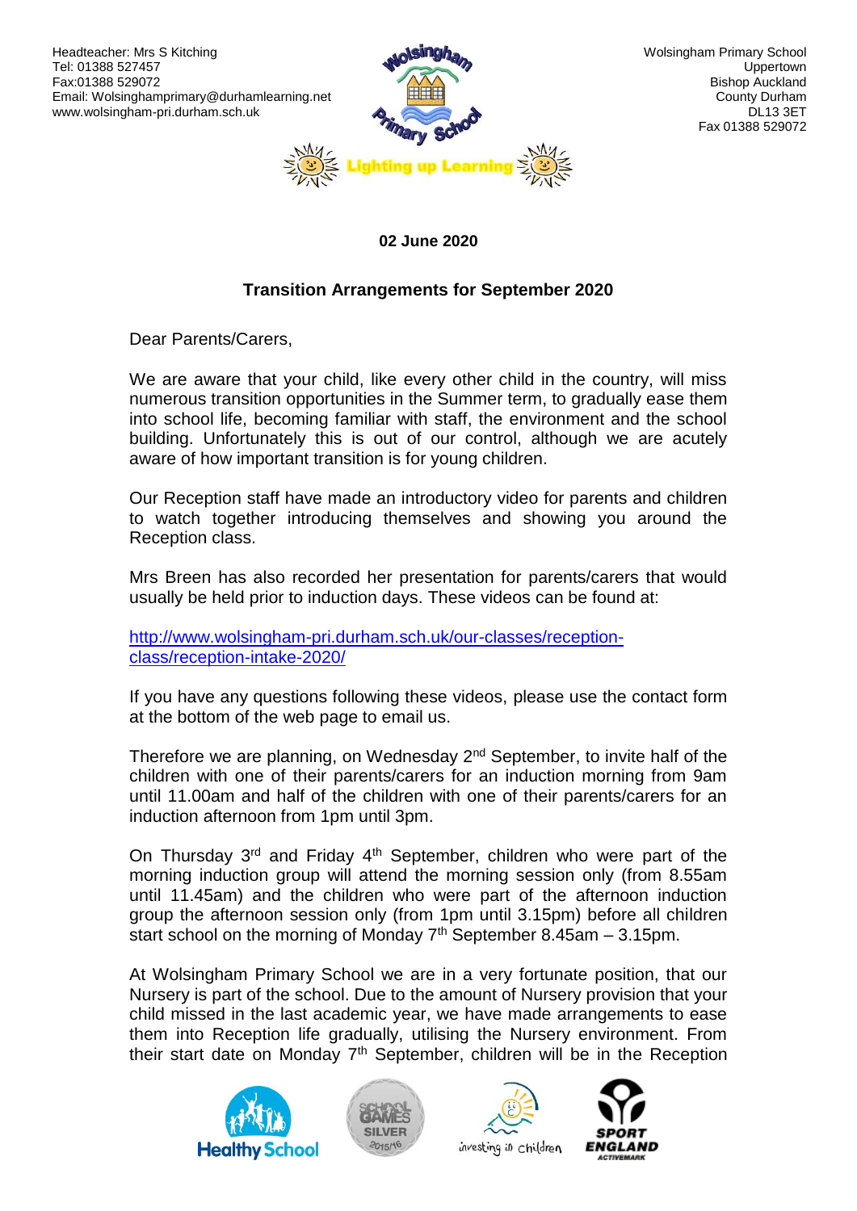Headteacher: Mrs S Kitching
Tel: 01388 527457
Fax:01388 529072
Email: Wolsinghamprimary@durhamlearning.net
www.wolsingham-pri.durham.sch.uk

Wolsingham Primary School
Uppertown
Bishop Auckland
County Durham
DL13 3ET
Fax 01388 529072

Lighting up Learning

**02 June 2020**

**Transition Arrangements for September 2020**

Dear Parents/Carers,

We are aware that your child, like every other child in the country, will miss numerous transition opportunities in the Summer term, to gradually ease them into school life, becoming familiar with staff, the environment and the school building. Unfortunately this is out of our control, although we are acutely aware of how important transition is for young children.

Our Reception staff have made an introductory video for parents and children to watch together introducing themselves and showing you around the Reception class.

Mrs Breen has also recorded her presentation for parents/carers that would usually be held prior to induction days. These videos can be found at:

[http://www.wolsingham-pri.durham.sch.uk/our-classes/reception-class/reception-intake-2020/](http://www.wolsingham-pri.durham.sch.uk/our-classes/reception-class/reception-intake-2020/)

If you have any questions following these videos, please use the contact form at the bottom of the web page to email us.

Therefore we are planning, on Wednesday 2nd September, to invite half of the children with one of their parents/carers for an induction morning from 9am until 11.00am and half of the children with one of their parents/carers for an induction afternoon from 1pm until 3pm.

On Thursday 3rd and Friday 4th September, children who were part of the morning induction group will attend the morning session only (from 8.55am until 11.45am) and the children who were part of the afternoon induction group the afternoon session only (from 1pm until 3.15pm) before all children start school on the morning of Monday 7th September 8.45am – 3.15pm.

At Wolsingham Primary School we are in a very fortunate position, that our Nursery is part of the school. Due to the amount of Nursery provision that your child missed in the last academic year, we have made arrangements to ease them into Reception life gradually, utilising the Nursery environment. From their start date on Monday 7th September, children will be in the Reception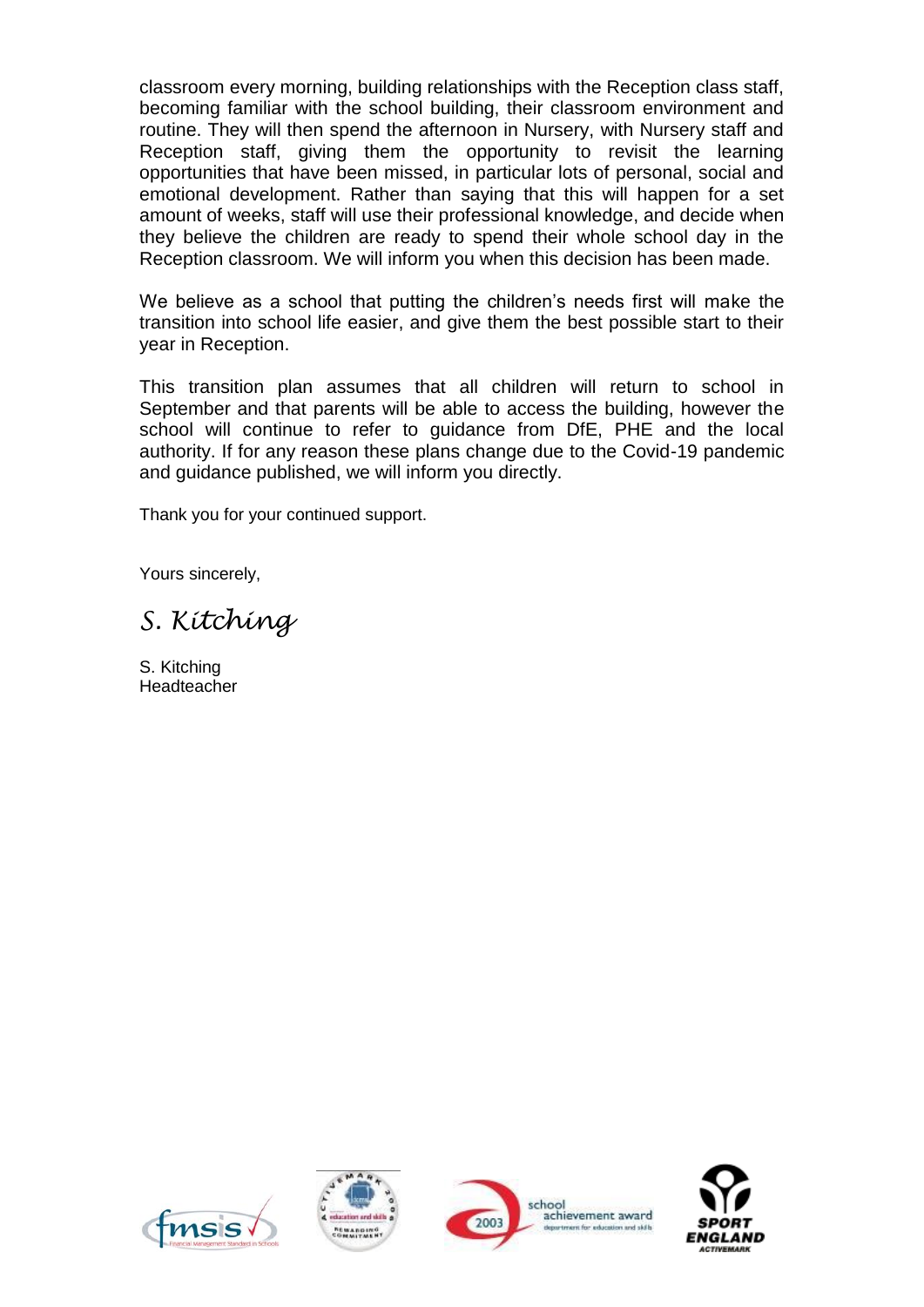classroom every morning, building relationships with the Reception class staff, becoming familiar with the school building, their classroom environment and routine. They will then spend the afternoon in Nursery, with Nursery staff and Reception staff, giving them the opportunity to revisit the learning opportunities that have been missed, in particular lots of personal, social and emotional development. Rather than saying that this will happen for a set amount of weeks, staff will use their professional knowledge, and decide when they believe the children are ready to spend their whole school day in the Reception classroom. We will inform you when this decision has been made.

We believe as a school that putting the children's needs first will make the transition into school life easier, and give them the best possible start to their year in Reception.

This transition plan assumes that all children will return to school in September and that parents will be able to access the building, however the school will continue to refer to guidance from DfE, PHE and the local authority. If for any reason these plans change due to the Covid-19 pandemic and guidance published, we will inform you directly.

Thank you for your continued support.

Yours sincerely,

*S. Kitching*

S. Kitching
Headteacher